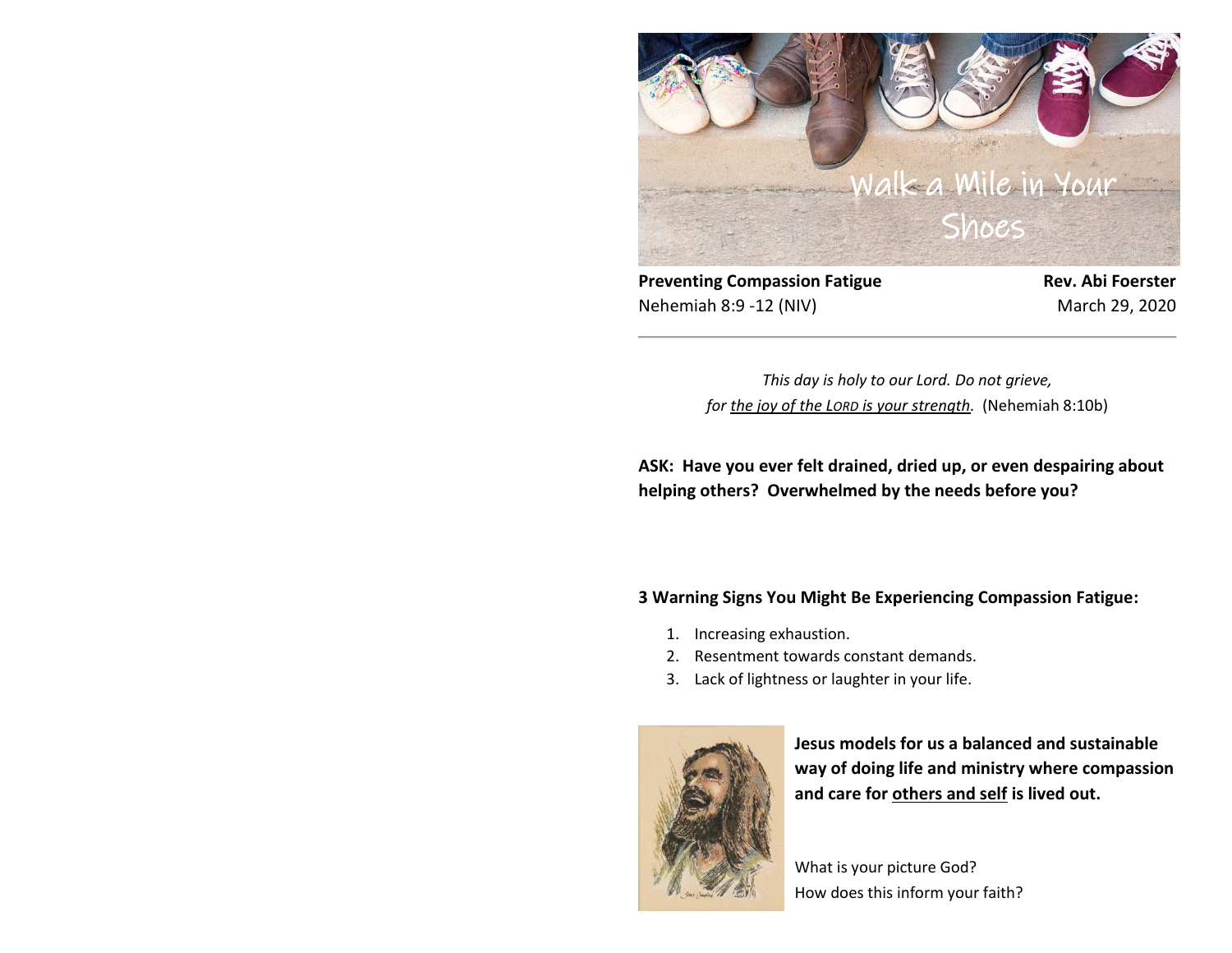# Walk a Mile in Your Shoes

**Preventing Compassion Fatigue** — **Rev. Abi Foerster**
Nehemiah 8:9 -12 (NIV) — March 29, 2020

---

*This day is holy to our Lord. Do not grieve,*
*for the joy of the LORD is your strength.* (Nehemiah 8:10b)

**ASK: Have you ever felt drained, dried up, or even despairing about helping others? Overwhelmed by the needs before you?**

**3 Warning Signs You Might Be Experiencing Compassion Fatigue:**

1. Increasing exhaustion.
2. Resentment towards constant demands.
3. Lack of lightness or laughter in your life.

**Jesus models for us a balanced and sustainable way of doing life and ministry where compassion and care for others and self is lived out.**

What is your picture God?
How does this inform your faith?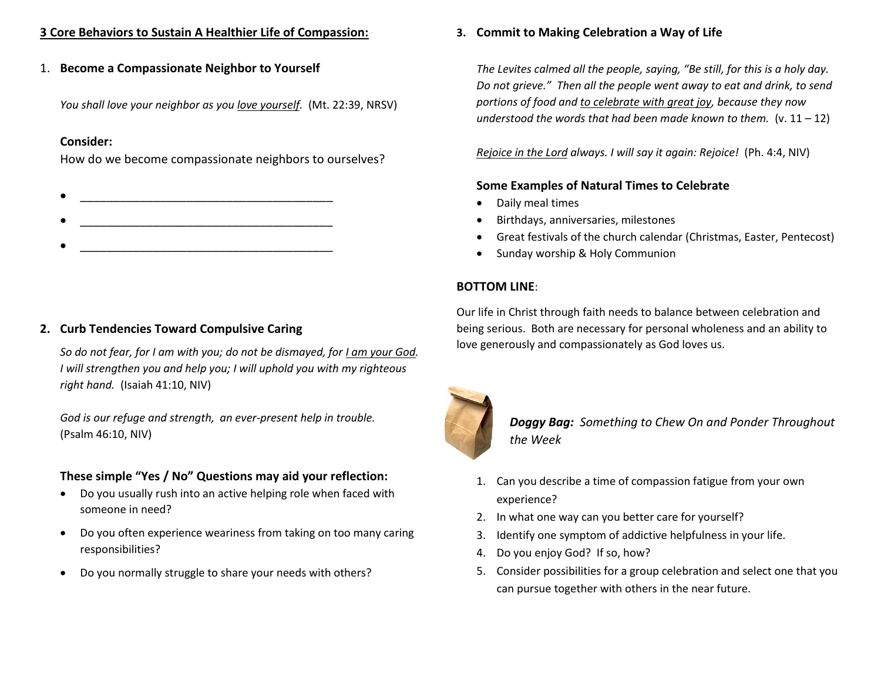## 3 Core Behaviors to Sustain A Healthier Life of Compassion:

1. **Become a Compassionate Neighbor to Yourself**

   *You shall love your neighbor as you love yourself.* (Mt. 22:39, NRSV)

   **Consider:**
   How do we become compassionate neighbors to ourselves?

   - ________________________________________
   - ________________________________________
   - ________________________________________

2. **Curb Tendencies Toward Compulsive Caring**

   *So do not fear, for I am with you; do not be dismayed, for I am your God. I will strengthen you and help you; I will uphold you with my righteous right hand.* (Isaiah 41:10, NIV)

   *God is our refuge and strength, an ever-present help in trouble.* (Psalm 46:10, NIV)

   **These simple "Yes / No" Questions may aid your reflection:**
   - Do you usually rush into an active helping role when faced with someone in need?
   - Do you often experience weariness from taking on too many caring responsibilities?
   - Do you normally struggle to share your needs with others?

3. **Commit to Making Celebration a Way of Life**

   *The Levites calmed all the people, saying, "Be still, for this is a holy day. Do not grieve." Then all the people went away to eat and drink, to send portions of food and to celebrate with great joy, because they now understood the words that had been made known to them.* (v. 11 – 12)

   *Rejoice in the Lord always. I will say it again: Rejoice!* (Ph. 4:4, NIV)

   **Some Examples of Natural Times to Celebrate**
   - Daily meal times
   - Birthdays, anniversaries, milestones
   - Great festivals of the church calendar (Christmas, Easter, Pentecost)
   - Sunday worship & Holy Communion

**BOTTOM LINE**:

Our life in Christ through faith needs to balance between celebration and being serious. Both are necessary for personal wholeness and an ability to love generously and compassionately as God loves us.

***Doggy Bag:*** *Something to Chew On and Ponder Throughout the Week*

1. Can you describe a time of compassion fatigue from your own experience?
2. In what one way can you better care for yourself?
3. Identify one symptom of addictive helpfulness in your life.
4. Do you enjoy God? If so, how?
5. Consider possibilities for a group celebration and select one that you can pursue together with others in the near future.